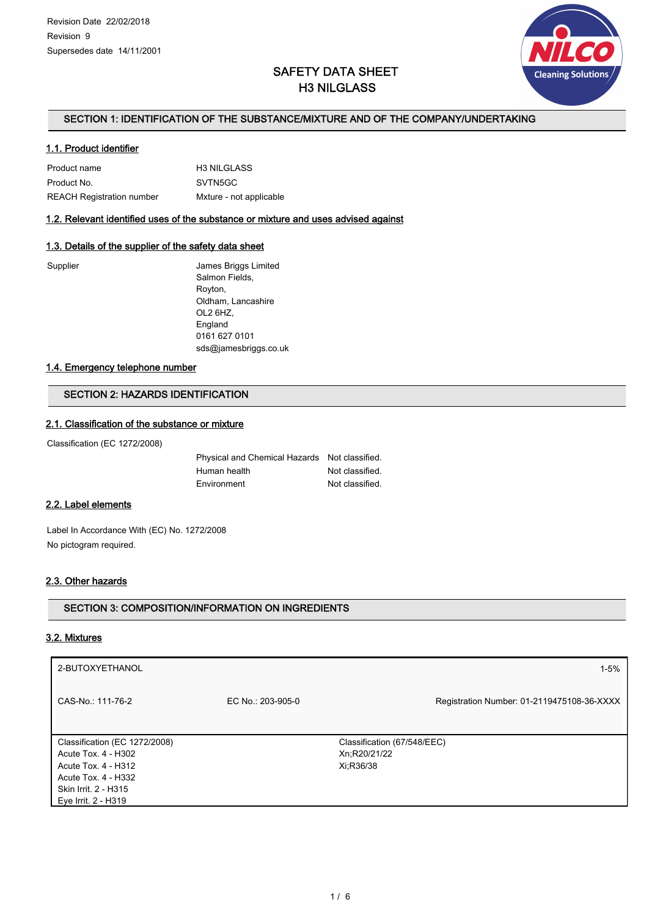Revision Date 22/02/2018
Revision 9
Supersedes date 14/11/2001

# SAFETY DATA SHEET
# H3 NILGLASS

## SECTION 1: IDENTIFICATION OF THE SUBSTANCE/MIXTURE AND OF THE COMPANY/UNDERTAKING

### 1.1. Product identifier

| | |
|---|---|
| Product name | H3 NILGLASS |
| Product No. | SVTN5GC |
| REACH Registration number | Mxture - not applicable |

### 1.2. Relevant identified uses of the substance or mixture and uses advised against

### 1.3. Details of the supplier of the safety data sheet

Supplier

James Briggs Limited
Salmon Fields,
Royton,
Oldham, Lancashire
OL2 6HZ,
England
0161 627 0101
sds@jamesbriggs.co.uk

### 1.4. Emergency telephone number

## SECTION 2: HAZARDS IDENTIFICATION

### 2.1. Classification of the substance or mixture

Classification (EC 1272/2008)

| | |
|---|---|
| Physical and Chemical Hazards | Not classified. |
| Human health | Not classified. |
| Environment | Not classified. |

### 2.2. Label elements

Label In Accordance With (EC) No. 1272/2008
No pictogram required.

### 2.3. Other hazards

## SECTION 3: COMPOSITION/INFORMATION ON INGREDIENTS

### 3.2. Mixtures

| 2-BUTOXYETHANOL | | 1-5% |
|---|---|---|
| CAS-No.: 111-76-2 | EC No.: 203-905-0 | Registration Number: 01-2119475108-36-XXXX |

| Classification (EC 1272/2008) | Classification (67/548/EEC) |
|---|---|
| Acute Tox. 4 - H302<br>Acute Tox. 4 - H312<br>Acute Tox. 4 - H332<br>Skin Irrit. 2 - H315<br>Eye Irrit. 2 - H319 | Xn;R20/21/22<br>Xi;R36/38 |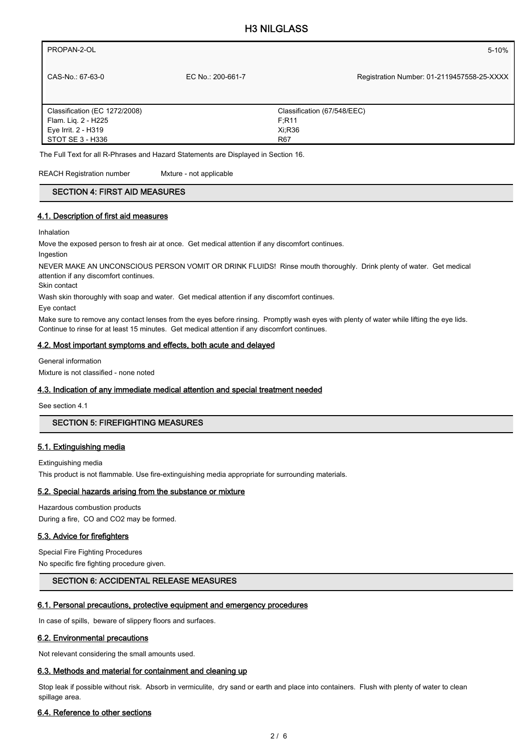| PROPAN-2-OL | | 5-10% |
|---|---|---|
| CAS-No.: 67-63-0 | EC No.: 200-661-7 | Registration Number: 01-2119457558-25-XXXX |
| Classification (EC 1272/2008)<br>Flam. Liq. 2 - H225<br>Eye Irrit. 2 - H319<br>STOT SE 3 - H336 | Classification (67/548/EEC)<br>F;R11<br>Xi;R36<br>R67 | |

The Full Text for all R-Phrases and Hazard Statements are Displayed in Section 16.

REACH Registration number Mxture - not applicable

## SECTION 4: FIRST AID MEASURES

### 4.1. Description of first aid measures

Inhalation

Move the exposed person to fresh air at once. Get medical attention if any discomfort continues.

Ingestion

NEVER MAKE AN UNCONSCIOUS PERSON VOMIT OR DRINK FLUIDS! Rinse mouth thoroughly. Drink plenty of water. Get medical attention if any discomfort continues.

Skin contact

Wash skin thoroughly with soap and water. Get medical attention if any discomfort continues.

Eye contact

Make sure to remove any contact lenses from the eyes before rinsing. Promptly wash eyes with plenty of water while lifting the eye lids. Continue to rinse for at least 15 minutes. Get medical attention if any discomfort continues.

### 4.2. Most important symptoms and effects, both acute and delayed

General information

Mixture is not classified - none noted

### 4.3. Indication of any immediate medical attention and special treatment needed

See section 4.1

## SECTION 5: FIREFIGHTING MEASURES

### 5.1. Extinguishing media

Extinguishing media

This product is not flammable. Use fire-extinguishing media appropriate for surrounding materials.

### 5.2. Special hazards arising from the substance or mixture

Hazardous combustion products

During a fire, CO and $CO_2$ may be formed.

### 5.3. Advice for firefighters

Special Fire Fighting Procedures

No specific fire fighting procedure given.

## SECTION 6: ACCIDENTAL RELEASE MEASURES

### 6.1. Personal precautions, protective equipment and emergency procedures

In case of spills, beware of slippery floors and surfaces.

### 6.2. Environmental precautions

Not relevant considering the small amounts used.

### 6.3. Methods and material for containment and cleaning up

Stop leak if possible without risk. Absorb in vermiculite, dry sand or earth and place into containers. Flush with plenty of water to clean spillage area.

### 6.4. Reference to other sections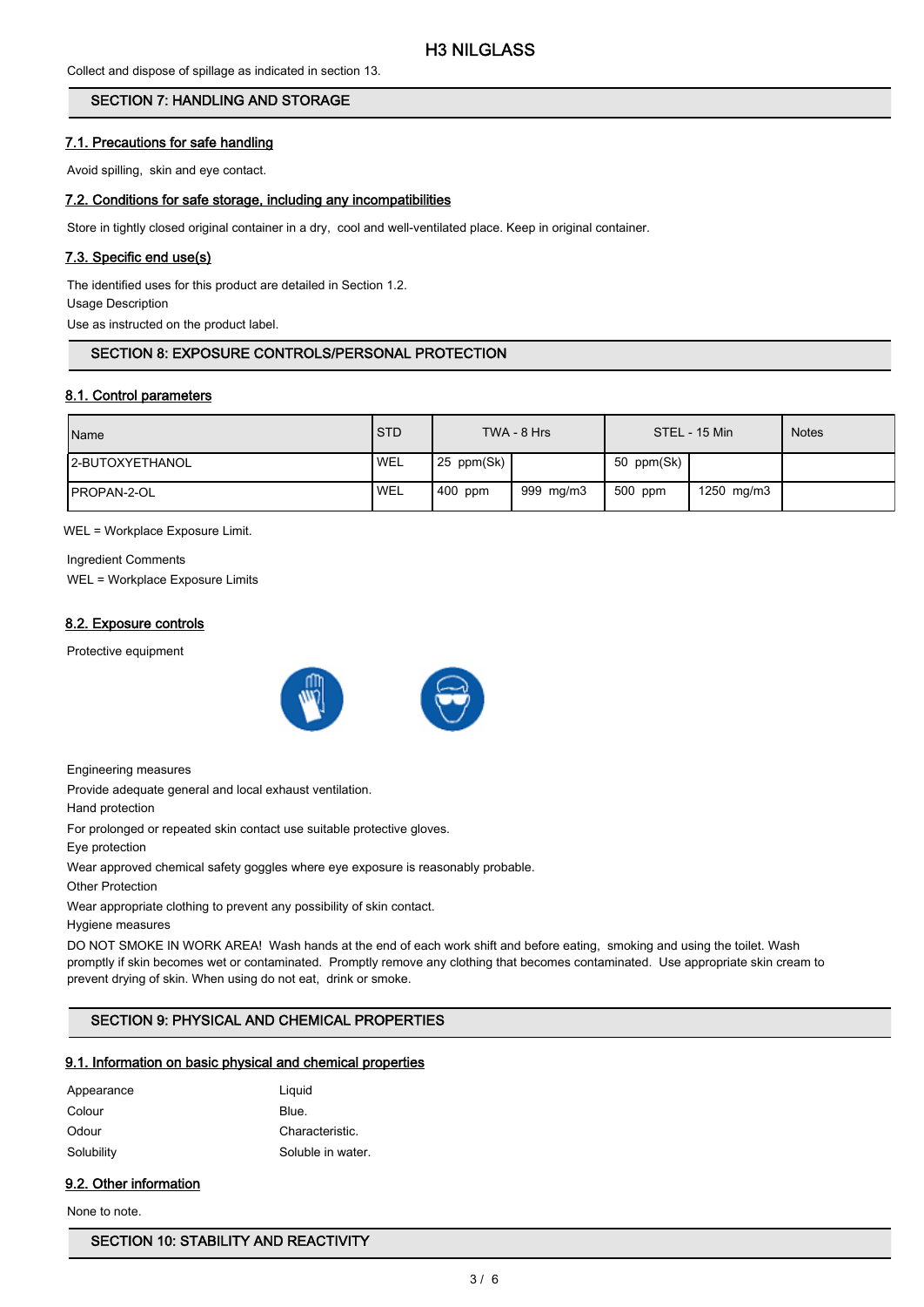Collect and dispose of spillage as indicated in section 13.

## SECTION 7: HANDLING AND STORAGE

### 7.1. Precautions for safe handling

Avoid spilling, skin and eye contact.

### 7.2. Conditions for safe storage, including any incompatibilities

Store in tightly closed original container in a dry, cool and well-ventilated place. Keep in original container.

### 7.3. Specific end use(s)

The identified uses for this product are detailed in Section 1.2.

Usage Description

Use as instructed on the product label.

## SECTION 8: EXPOSURE CONTROLS/PERSONAL PROTECTION

### 8.1. Control parameters

| Name | STD | TWA - 8 Hrs | | STEL - 15 Min | | Notes |
|---|---|---|---|---|---|---|
| 2-BUTOXYETHANOL | WEL | 25 ppm(Sk) | | 50 ppm(Sk) | | |
| PROPAN-2-OL | WEL | 400 ppm | 999 mg/m3 | 500 ppm | 1250 mg/m3 | |

WEL = Workplace Exposure Limit.

Ingredient Comments

WEL = Workplace Exposure Limits

### 8.2. Exposure controls

Protective equipment

Engineering measures

Provide adequate general and local exhaust ventilation.

Hand protection

For prolonged or repeated skin contact use suitable protective gloves.

Eye protection

Wear approved chemical safety goggles where eye exposure is reasonably probable.

Other Protection

Wear appropriate clothing to prevent any possibility of skin contact.

Hygiene measures

DO NOT SMOKE IN WORK AREA! Wash hands at the end of each work shift and before eating, smoking and using the toilet. Wash promptly if skin becomes wet or contaminated. Promptly remove any clothing that becomes contaminated. Use appropriate skin cream to prevent drying of skin. When using do not eat, drink or smoke.

## SECTION 9: PHYSICAL AND CHEMICAL PROPERTIES

### 9.1. Information on basic physical and chemical properties

| | |
|---|---|
| Appearance | Liquid |
| Colour | Blue. |
| Odour | Characteristic. |
| Solubility | Soluble in water. |

### 9.2. Other information

None to note.

## SECTION 10: STABILITY AND REACTIVITY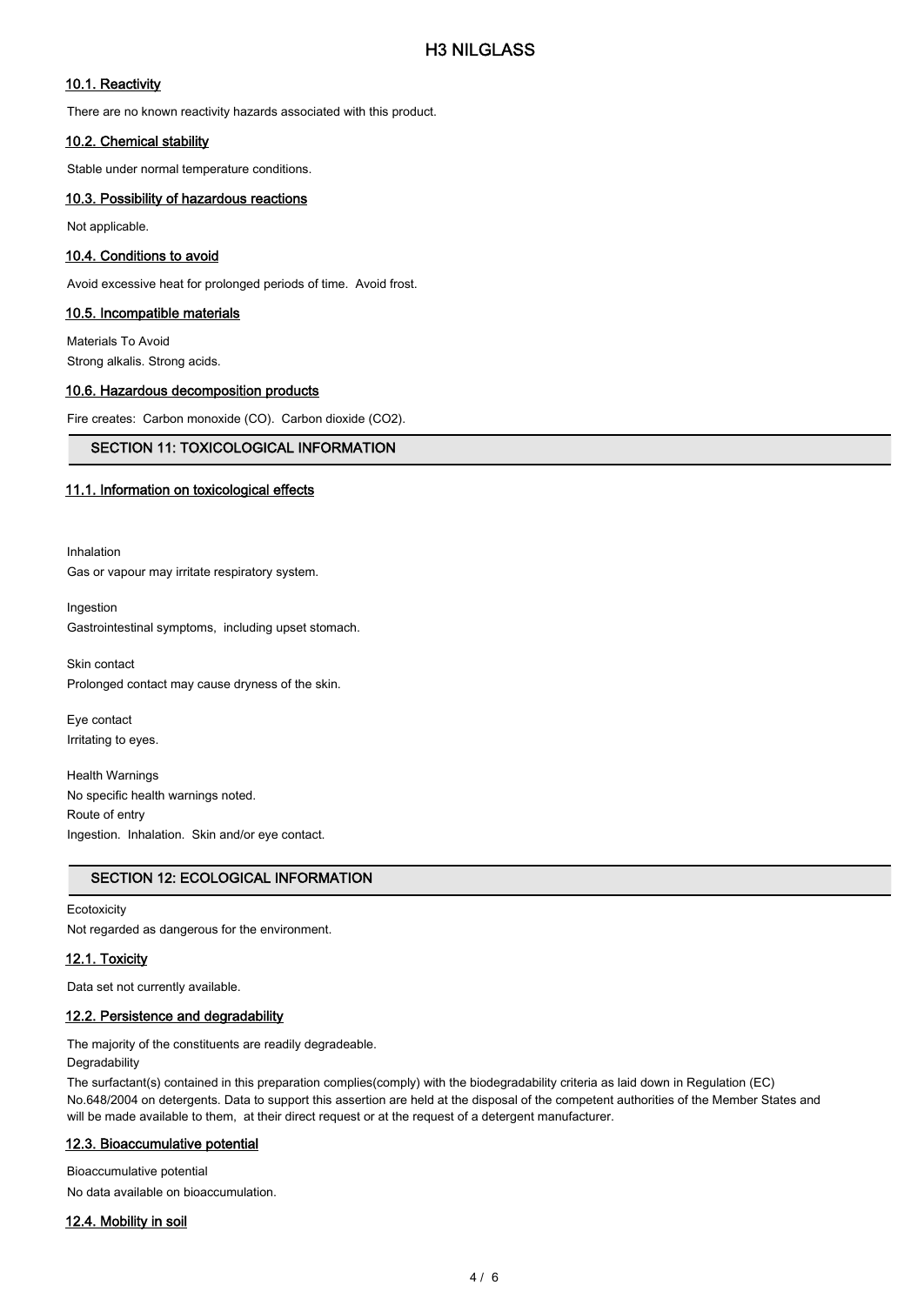### 10.1. Reactivity

There are no known reactivity hazards associated with this product.

### 10.2. Chemical stability

Stable under normal temperature conditions.

### 10.3. Possibility of hazardous reactions

Not applicable.

### 10.4. Conditions to avoid

Avoid excessive heat for prolonged periods of time. Avoid frost.

### 10.5. Incompatible materials

Materials To Avoid

Strong alkalis. Strong acids.

### 10.6. Hazardous decomposition products

Fire creates: Carbon monoxide (CO). Carbon dioxide ($CO_2$).

## SECTION 11: TOXICOLOGICAL INFORMATION

### 11.1. Information on toxicological effects

Inhalation

Gas or vapour may irritate respiratory system.

Ingestion

Gastrointestinal symptoms, including upset stomach.

Skin contact

Prolonged contact may cause dryness of the skin.

Eye contact

Irritating to eyes.

Health Warnings

No specific health warnings noted.

Route of entry

Ingestion. Inhalation. Skin and/or eye contact.

## SECTION 12: ECOLOGICAL INFORMATION

Ecotoxicity

Not regarded as dangerous for the environment.

### 12.1. Toxicity

Data set not currently available.

### 12.2. Persistence and degradability

The majority of the constituents are readily degradeable.

Degradability

The surfactant(s) contained in this preparation complies(comply) with the biodegradability criteria as laid down in Regulation (EC) No.648/2004 on detergents. Data to support this assertion are held at the disposal of the competent authorities of the Member States and will be made available to them, at their direct request or at the request of a detergent manufacturer.

### 12.3. Bioaccumulative potential

Bioaccumulative potential

No data available on bioaccumulation.

### 12.4. Mobility in soil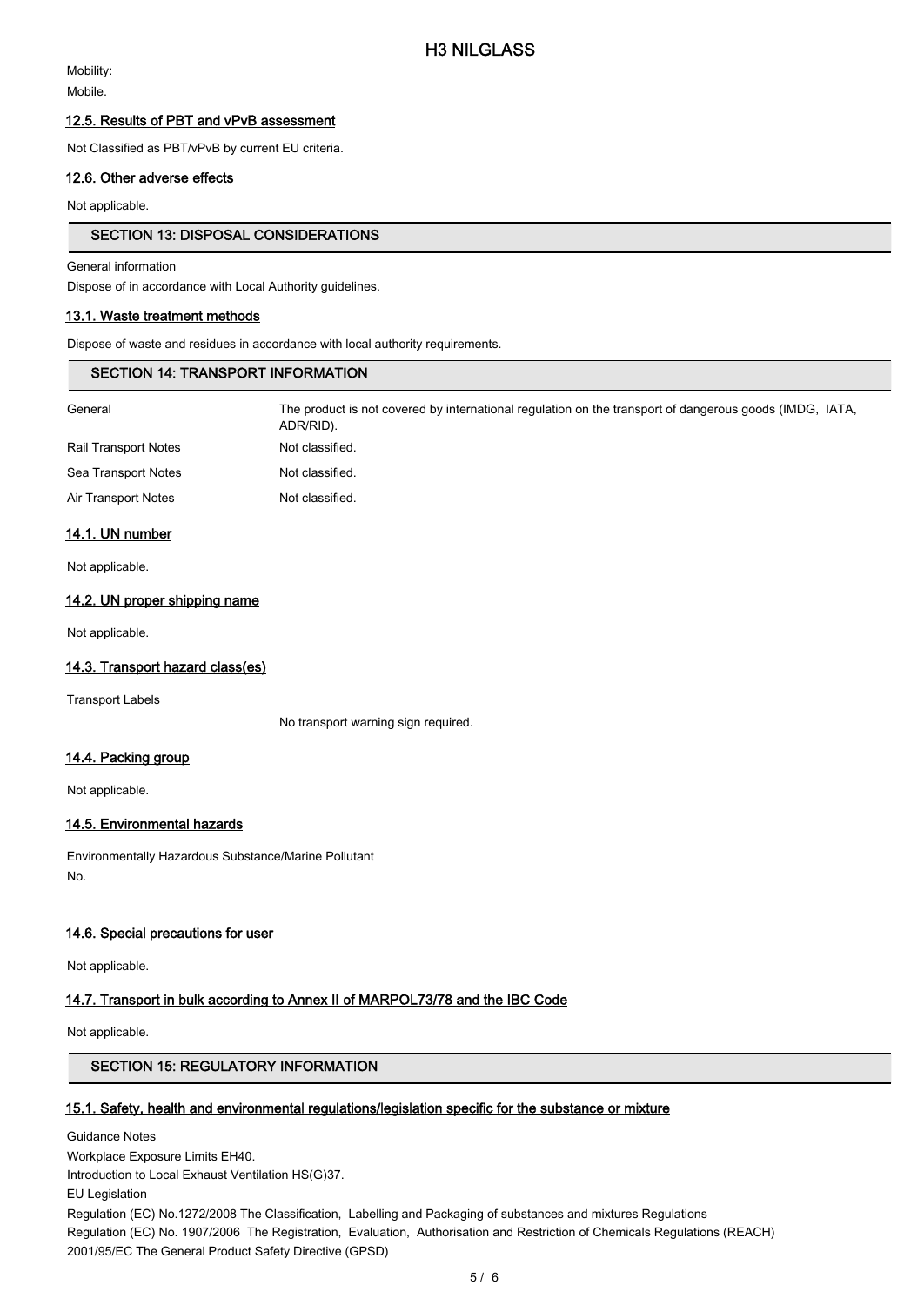Mobility:

Mobile.

### 12.5. Results of PBT and vPvB assessment

Not Classified as PBT/vPvB by current EU criteria.

### 12.6. Other adverse effects

Not applicable.

## SECTION 13: DISPOSAL CONSIDERATIONS

General information

Dispose of in accordance with Local Authority guidelines.

### 13.1. Waste treatment methods

Dispose of waste and residues in accordance with local authority requirements.

## SECTION 14: TRANSPORT INFORMATION

| | |
|---|---|
| General | The product is not covered by international regulation on the transport of dangerous goods (IMDG, IATA, ADR/RID). |
| Rail Transport Notes | Not classified. |
| Sea Transport Notes | Not classified. |
| Air Transport Notes | Not classified. |

### 14.1. UN number

Not applicable.

### 14.2. UN proper shipping name

Not applicable.

### 14.3. Transport hazard class(es)

Transport Labels

No transport warning sign required.

### 14.4. Packing group

Not applicable.

### 14.5. Environmental hazards

Environmentally Hazardous Substance/Marine Pollutant

No.

### 14.6. Special precautions for user

Not applicable.

### 14.7. Transport in bulk according to Annex II of MARPOL73/78 and the IBC Code

Not applicable.

## SECTION 15: REGULATORY INFORMATION

### 15.1. Safety, health and environmental regulations/legislation specific for the substance or mixture

Guidance Notes

Workplace Exposure Limits EH40.

Introduction to Local Exhaust Ventilation HS(G)37.

EU Legislation

Regulation (EC) No.1272/2008 The Classification, Labelling and Packaging of substances and mixtures Regulations

Regulation (EC) No. 1907/2006 The Registration, Evaluation, Authorisation and Restriction of Chemicals Regulations (REACH)

2001/95/EC The General Product Safety Directive (GPSD)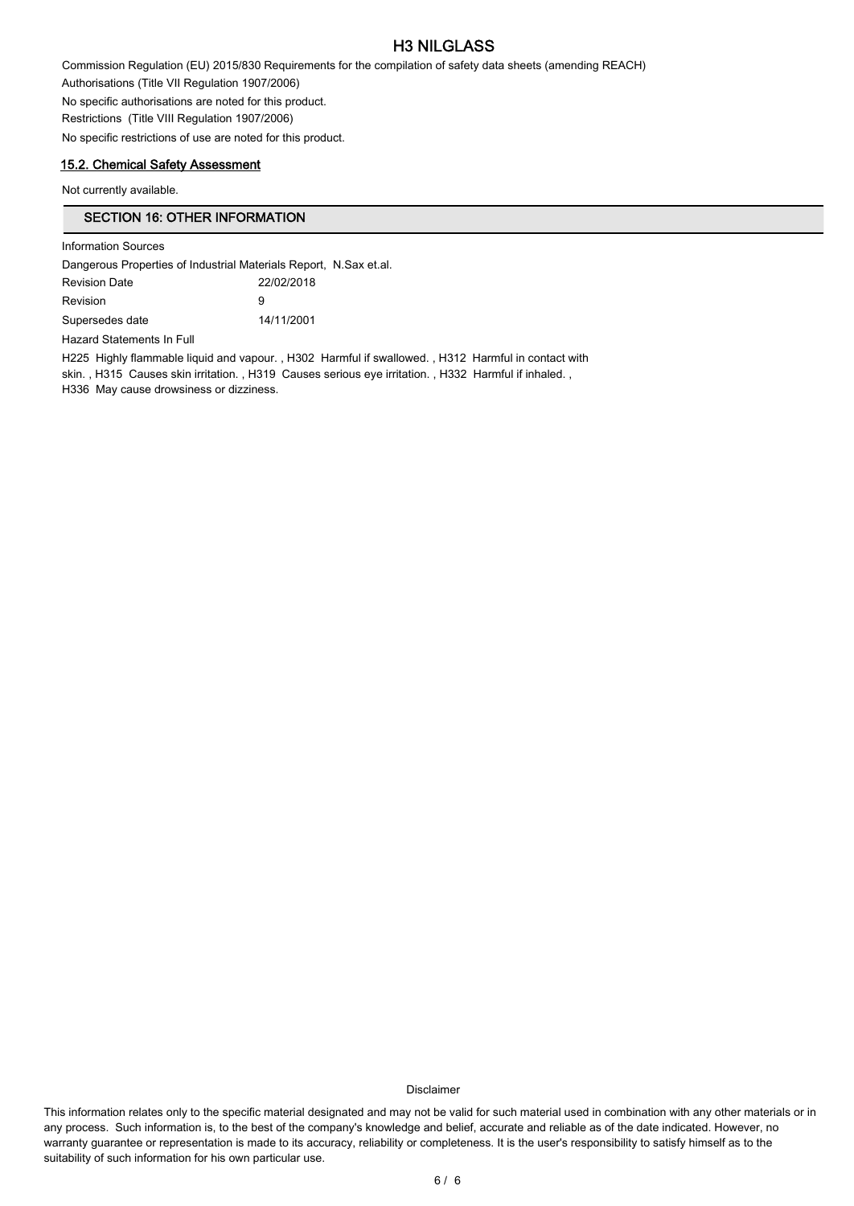Commission Regulation (EU) 2015/830 Requirements for the compilation of safety data sheets (amending REACH)

Authorisations (Title VII Regulation 1907/2006)

No specific authorisations are noted for this product.

Restrictions (Title VIII Regulation 1907/2006)

No specific restrictions of use are noted for this product.

### 15.2. Chemical Safety Assessment

Not currently available.

## SECTION 16: OTHER INFORMATION

Information Sources

Dangerous Properties of Industrial Materials Report, N.Sax et.al.

| | |
|---|---|
| Revision Date | 22/02/2018 |
| Revision | 9 |
| Supersedes date | 14/11/2001 |

Hazard Statements In Full

H225 Highly flammable liquid and vapour. , H302 Harmful if swallowed. , H312 Harmful in contact with skin. , H315 Causes skin irritation. , H319 Causes serious eye irritation. , H332 Harmful if inhaled. , H336 May cause drowsiness or dizziness.

Disclaimer

This information relates only to the specific material designated and may not be valid for such material used in combination with any other materials or in any process. Such information is, to the best of the company's knowledge and belief, accurate and reliable as of the date indicated. However, no warranty guarantee or representation is made to its accuracy, reliability or completeness. It is the user's responsibility to satisfy himself as to the suitability of such information for his own particular use.